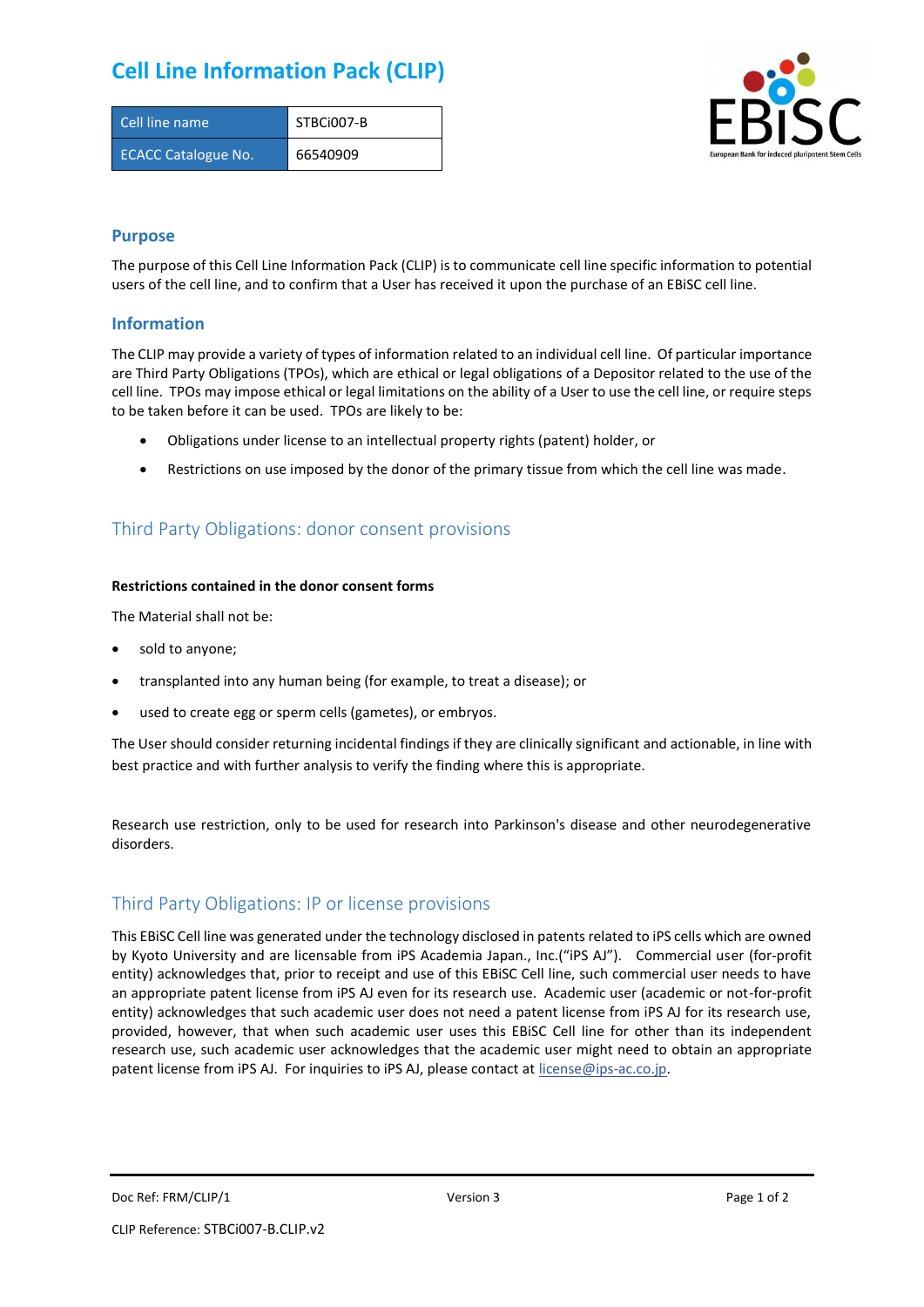# Cell Line Information Pack (CLIP)

| Cell line name | STBCi007-B |
| --- | --- |
| ECACC Catalogue No. | 66540909 |

## Purpose

The purpose of this Cell Line Information Pack (CLIP) is to communicate cell line specific information to potential users of the cell line, and to confirm that a User has received it upon the purchase of an EBiSC cell line.

## Information

The CLIP may provide a variety of types of information related to an individual cell line. Of particular importance are Third Party Obligations (TPOs), which are ethical or legal obligations of a Depositor related to the use of the cell line. TPOs may impose ethical or legal limitations on the ability of a User to use the cell line, or require steps to be taken before it can be used. TPOs are likely to be:

- Obligations under license to an intellectual property rights (patent) holder, or
- Restrictions on use imposed by the donor of the primary tissue from which the cell line was made.

## Third Party Obligations: donor consent provisions

**Restrictions contained in the donor consent forms**

The Material shall not be:

- sold to anyone;
- transplanted into any human being (for example, to treat a disease); or
- used to create egg or sperm cells (gametes), or embryos.

The User should consider returning incidental findings if they are clinically significant and actionable, in line with best practice and with further analysis to verify the finding where this is appropriate.

Research use restriction, only to be used for research into Parkinson's disease and other neurodegenerative disorders.

## Third Party Obligations: IP or license provisions

This EBiSC Cell line was generated under the technology disclosed in patents related to iPS cells which are owned by Kyoto University and are licensable from iPS Academia Japan., Inc.("iPS AJ"). Commercial user (for-profit entity) acknowledges that, prior to receipt and use of this EBiSC Cell line, such commercial user needs to have an appropriate patent license from iPS AJ even for its research use. Academic user (academic or not-for-profit entity) acknowledges that such academic user does not need a patent license from iPS AJ for its research use, provided, however, that when such academic user uses this EBiSC Cell line for other than its independent research use, such academic user acknowledges that the academic user might need to obtain an appropriate patent license from iPS AJ. For inquiries to iPS AJ, please contact at license@ips-ac.co.jp.

CLIP Reference: STBCi007-B.CLIP.v2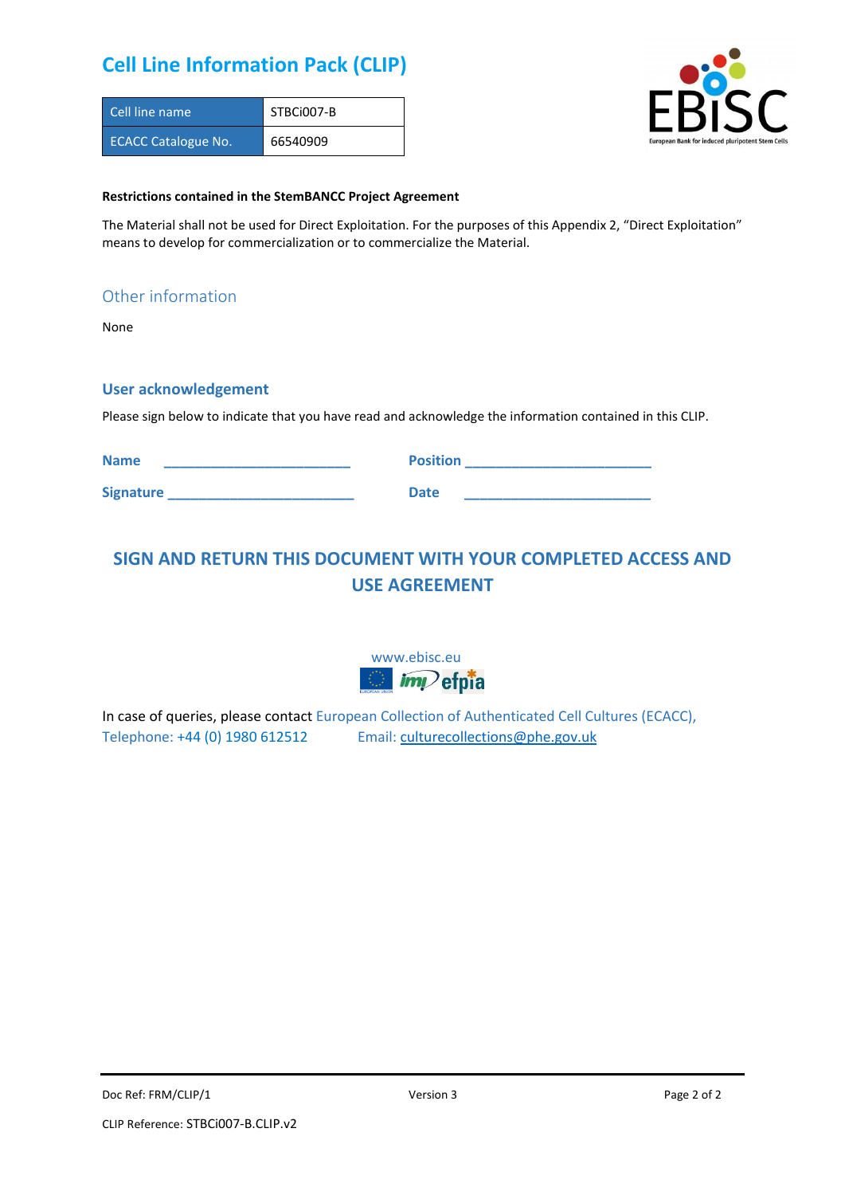# Cell Line Information Pack (CLIP)

| | |
|---|---|
| Cell line name | STBCi007-B |
| ECACC Catalogue No. | 66540909 |

**Restrictions contained in the StemBANCC Project Agreement**

The Material shall not be used for Direct Exploitation. For the purposes of this Appendix 2, "Direct Exploitation" means to develop for commercialization or to commercialize the Material.

## Other information

None

## User acknowledgement

Please sign below to indicate that you have read and acknowledge the information contained in this CLIP.

**Name** ________________________ **Position** ________________________

**Signature** ________________________ **Date** ________________________

## SIGN AND RETURN THIS DOCUMENT WITH YOUR COMPLETED ACCESS AND USE AGREEMENT

www.ebisc.eu

In case of queries, please contact European Collection of Authenticated Cell Cultures (ECACC), Telephone: +44 (0) 1980 612512 Email: culturecollections@phe.gov.uk

Doc Ref: FRM/CLIP/1 Version 3

CLIP Reference: STBCi007-B.CLIP.v2